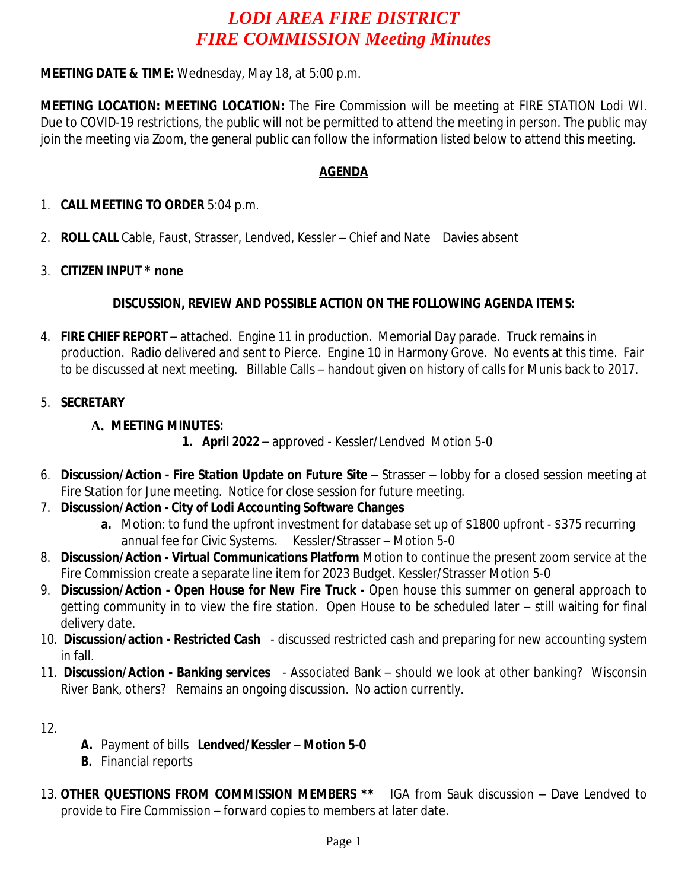# *LODI AREA FIRE DISTRICT*
# *FIRE COMMISSION Meeting Minutes*

**MEETING DATE & TIME:** Wednesday, May 18, at 5:00 p.m.

**MEETING LOCATION: MEETING LOCATION:** The Fire Commission will be meeting at FIRE STATION Lodi WI. Due to COVID-19 restrictions, the public will not be permitted to attend the meeting in person. The public may join the meeting via Zoom, the general public can follow the information listed below to attend this meeting.

## AGENDA

1. **CALL MEETING TO ORDER** 5:04 p.m.

2. **ROLL CALL** Cable, Faust, Strasser, Lendved, Kessler – Chief and Nate Davies absent

3. **CITIZEN INPUT * none**

**DISCUSSION, REVIEW AND POSSIBLE ACTION ON THE FOLLOWING AGENDA ITEMS:**

4. **FIRE CHIEF REPORT –** attached. Engine 11 in production. Memorial Day parade. Truck remains in production. Radio delivered and sent to Pierce. Engine 10 in Harmony Grove. No events at this time. Fair to be discussed at next meeting. Billable Calls – handout given on history of calls for Munis back to 2017.

5. **SECRETARY**

   **A. MEETING MINUTES:**

      **1. April 2022 –** approved - Kessler/Lendved Motion 5-0

6. **Discussion/Action - Fire Station Update on Future Site –** Strasser – lobby for a closed session meeting at Fire Station for June meeting. Notice for close session for future meeting.

7. **Discussion/Action - City of Lodi Accounting Software Changes**

   **a.** Motion: to fund the upfront investment for database set up of $1800 upfront - $375 recurring annual fee for Civic Systems. Kessler/Strasser – Motion 5-0

8. **Discussion/Action - Virtual Communications Platform** Motion to continue the present zoom service at the Fire Commission create a separate line item for 2023 Budget. Kessler/Strasser Motion 5-0

9. **Discussion/Action - Open House for New Fire Truck -** Open house this summer on general approach to getting community in to view the fire station. Open House to be scheduled later – still waiting for final delivery date.

10. **Discussion/action - Restricted Cash** - discussed restricted cash and preparing for new accounting system in fall.

11. **Discussion/Action - Banking services** - Associated Bank – should we look at other banking? Wisconsin River Bank, others? Remains an ongoing discussion. No action currently.

12.

   **A.** Payment of bills **Lendved/Kessler – Motion 5-0**

   **B.** Financial reports

13. **OTHER QUESTIONS FROM COMMISSION MEMBERS \*\*** IGA from Sauk discussion – Dave Lendved to provide to Fire Commission – forward copies to members at later date.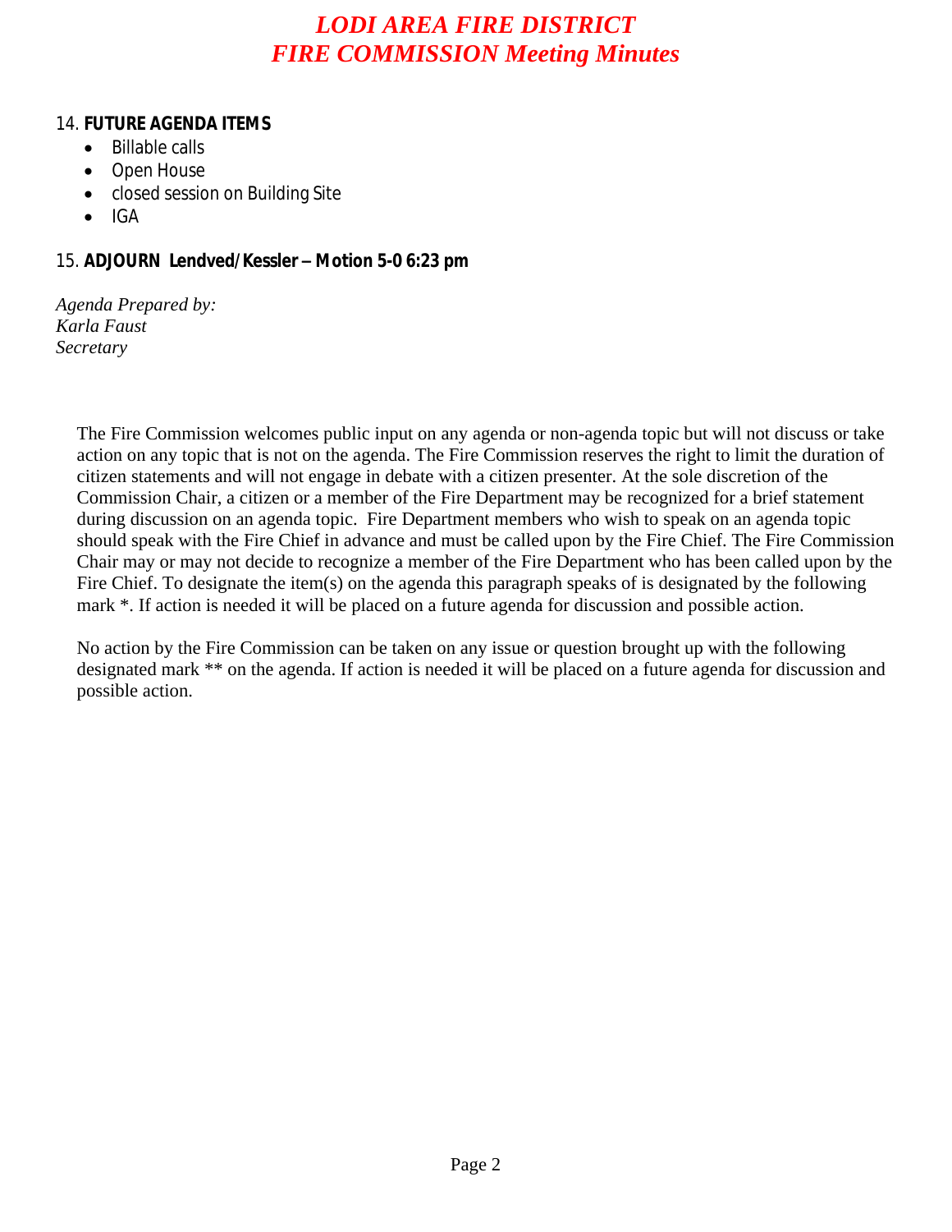# LODI AREA FIRE DISTRICT
# FIRE COMMISSION Meeting Minutes

14. **FUTURE AGENDA ITEMS**
    - Billable calls
    - Open House
    - closed session on Building Site
    - IGA

15. **ADJOURN Lendved/Kessler – Motion 5-0 6:23 pm**

*Agenda Prepared by:*
*Karla Faust*
*Secretary*

The Fire Commission welcomes public input on any agenda or non-agenda topic but will not discuss or take action on any topic that is not on the agenda. The Fire Commission reserves the right to limit the duration of citizen statements and will not engage in debate with a citizen presenter. At the sole discretion of the Commission Chair, a citizen or a member of the Fire Department may be recognized for a brief statement during discussion on an agenda topic. Fire Department members who wish to speak on an agenda topic should speak with the Fire Chief in advance and must be called upon by the Fire Chief. The Fire Commission Chair may or may not decide to recognize a member of the Fire Department who has been called upon by the Fire Chief. To designate the item(s) on the agenda this paragraph speaks of is designated by the following mark *. If action is needed it will be placed on a future agenda for discussion and possible action.

No action by the Fire Commission can be taken on any issue or question brought up with the following designated mark ** on the agenda. If action is needed it will be placed on a future agenda for discussion and possible action.